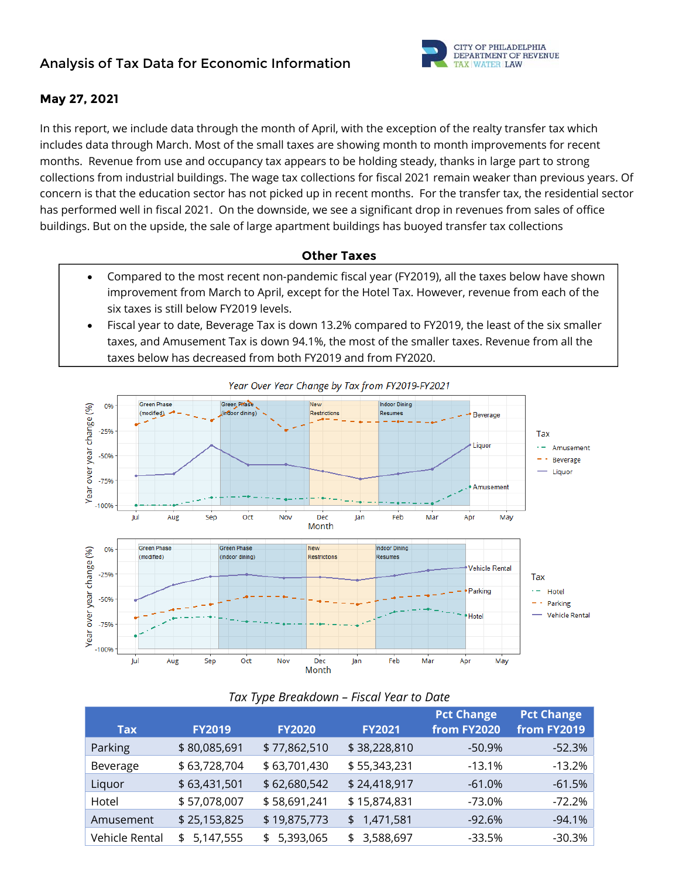# Analysis of Tax Data for Economic Information

CITY OF PHILADELPHIA
DEPARTMENT OF REVENUE
TAX | WATER | LAW

**May 27, 2021**

In this report, we include data through the month of April, with the exception of the realty transfer tax which includes data through March. Most of the small taxes are showing month to month improvements for recent months. Revenue from use and occupancy tax appears to be holding steady, thanks in large part to strong collections from industrial buildings. The wage tax collections for fiscal 2021 remain weaker than previous years. Of concern is that the education sector has not picked up in recent months. For the transfer tax, the residential sector has performed well in fiscal 2021. On the downside, we see a significant drop in revenues from sales of office buildings. But on the upside, the sale of large apartment buildings has buoyed transfer tax collections

## Other Taxes

- Compared to the most recent non-pandemic fiscal year (FY2019), all the taxes below have shown improvement from March to April, except for the Hotel Tax. However, revenue from each of the six taxes is still below FY2019 levels.
- Fiscal year to date, Beverage Tax is down 13.2% compared to FY2019, the least of the six smaller taxes, and Amusement Tax is down 94.1%, the most of the smaller taxes. Revenue from all the taxes below has decreased from both FY2019 and from FY2020.

*Year Over Year Change by Tax from FY2019-FY2021*

*Tax Type Breakdown – Fiscal Year to Date*

| Tax | FY2019 | FY2020 | FY2021 | Pct Change from FY2020 | Pct Change from FY2019 |
|---|---|---|---|---|---|
| Parking | $ 80,085,691 | $ 77,862,510 | $ 38,228,810 | -50.9% | -52.3% |
| Beverage | $ 63,728,704 | $ 63,701,430 | $ 55,343,231 | -13.1% | -13.2% |
| Liquor | $ 63,431,501 | $ 62,680,542 | $ 24,418,917 | -61.0% | -61.5% |
| Hotel | $ 57,078,007 | $ 58,691,241 | $ 15,874,831 | -73.0% | -72.2% |
| Amusement | $ 25,153,825 | $ 19,875,773 | $ 1,471,581 | -92.6% | -94.1% |
| Vehicle Rental | $ 5,147,555 | $ 5,393,065 | $ 3,588,697 | -33.5% | -30.3% |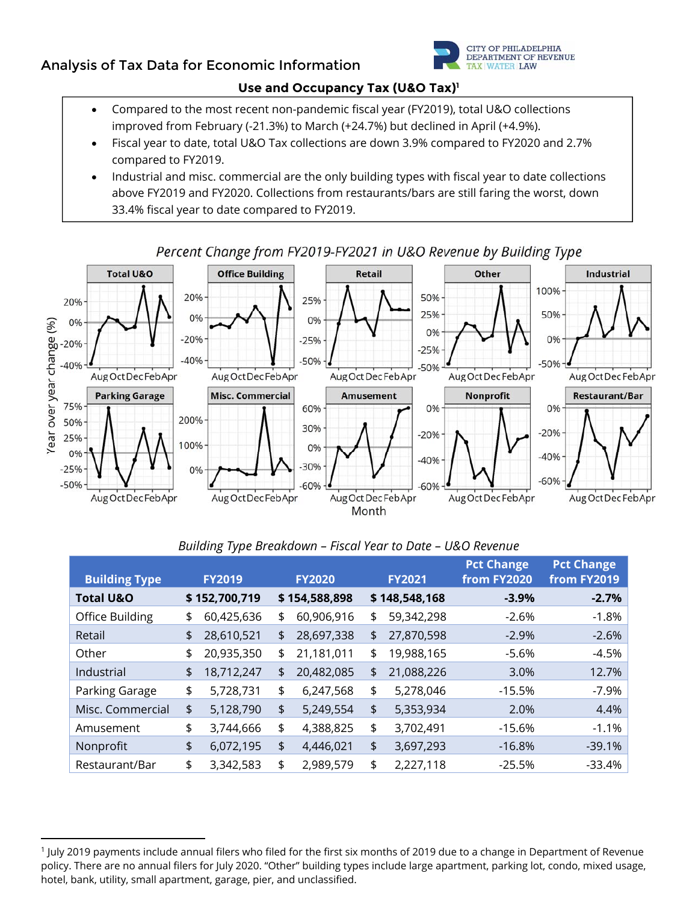## Analysis of Tax Data for Economic Information

CITY OF PHILADELPHIA DEPARTMENT OF REVENUE TAX | WATER | LAW

### Use and Occupancy Tax (U&O Tax)[1]

- Compared to the most recent non-pandemic fiscal year (FY2019), total U&O collections improved from February (-21.3%) to March (+24.7%) but declined in April (+4.9%).
- Fiscal year to date, total U&O Tax collections are down 3.9% compared to FY2020 and 2.7% compared to FY2019.
- Industrial and misc. commercial are the only building types with fiscal year to date collections above FY2019 and FY2020. Collections from restaurants/bars are still faring the worst, down 33.4% fiscal year to date compared to FY2019.

*Percent Change from FY2019-FY2021 in U&O Revenue by Building Type*

*Building Type Breakdown – Fiscal Year to Date – U&O Revenue*

| Building Type | FY2019 | FY2020 | FY2021 | Pct Change from FY2020 | Pct Change from FY2019 |
|---|---|---|---|---|---|
| **Total U&O** | **$ 152,700,719** | **$ 154,588,898** | **$ 148,548,168** | **-3.9%** | **-2.7%** |
| Office Building | $ 60,425,636 | $ 60,906,916 | $ 59,342,298 | -2.6% | -1.8% |
| Retail | $ 28,610,521 | $ 28,697,338 | $ 27,870,598 | -2.9% | -2.6% |
| Other | $ 20,935,350 | $ 21,181,011 | $ 19,988,165 | -5.6% | -4.5% |
| Industrial | $ 18,712,247 | $ 20,482,085 | $ 21,088,226 | 3.0% | 12.7% |
| Parking Garage | $ 5,728,731 | $ 6,247,568 | $ 5,278,046 | -15.5% | -7.9% |
| Misc. Commercial | $ 5,128,790 | $ 5,249,554 | $ 5,353,934 | 2.0% | 4.4% |
| Amusement | $ 3,744,666 | $ 4,388,825 | $ 3,702,491 | -15.6% | -1.1% |
| Nonprofit | $ 6,072,195 | $ 4,446,021 | $ 3,697,293 | -16.8% | -39.1% |
| Restaurant/Bar | $ 3,342,583 | $ 2,989,579 | $ 2,227,118 | -25.5% | -33.4% |

[1] July 2019 payments include annual filers who filed for the first six months of 2019 due to a change in Department of Revenue policy. There are no annual filers for July 2020. "Other" building types include large apartment, parking lot, condo, mixed usage, hotel, bank, utility, small apartment, garage, pier, and unclassified.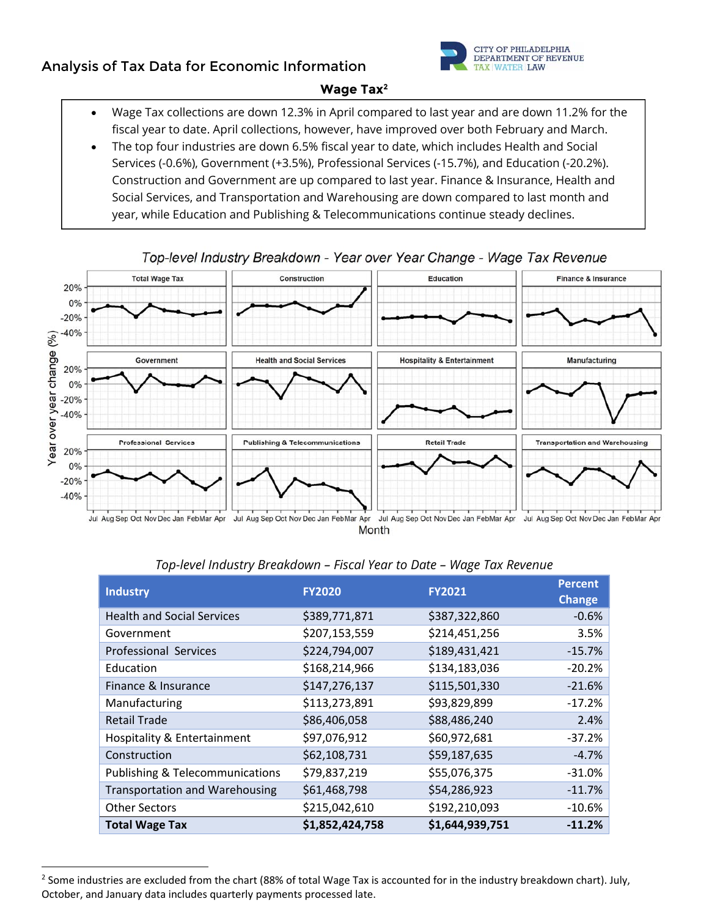## Analysis of Tax Data for Economic Information

### Wage Tax[2]

- Wage Tax collections are down 12.3% in April compared to last year and are down 11.2% for the fiscal year to date. April collections, however, have improved over both February and March.
- The top four industries are down 6.5% fiscal year to date, which includes Health and Social Services (-0.6%), Government (+3.5%), Professional Services (-15.7%), and Education (-20.2%). Construction and Government are up compared to last year. Finance & Insurance, Health and Social Services, and Transportation and Warehousing are down compared to last month and year, while Education and Publishing & Telecommunications continue steady declines.

*Top-level Industry Breakdown - Year over Year Change - Wage Tax Revenue*

*Top-level Industry Breakdown – Fiscal Year to Date – Wage Tax Revenue*

| Industry | FY2020 | FY2021 | Percent Change |
|---|---|---|---|
| Health and Social Services | $389,771,871 | $387,322,860 | -0.6% |
| Government | $207,153,559 | $214,451,256 | 3.5% |
| Professional Services | $224,794,007 | $189,431,421 | -15.7% |
| Education | $168,214,966 | $134,183,036 | -20.2% |
| Finance & Insurance | $147,276,137 | $115,501,330 | -21.6% |
| Manufacturing | $113,273,891 | $93,829,899 | -17.2% |
| Retail Trade | $86,406,058 | $88,486,240 | 2.4% |
| Hospitality & Entertainment | $97,076,912 | $60,972,681 | -37.2% |
| Construction | $62,108,731 | $59,187,635 | -4.7% |
| Publishing & Telecommunications | $79,837,219 | $55,076,375 | -31.0% |
| Transportation and Warehousing | $61,468,798 | $54,286,923 | -11.7% |
| Other Sectors | $215,042,610 | $192,210,093 | -10.6% |
| **Total Wage Tax** | **$1,852,424,758** | **$1,644,939,751** | **-11.2%** |

[2] Some industries are excluded from the chart (88% of total Wage Tax is accounted for in the industry breakdown chart). July, October, and January data includes quarterly payments processed late.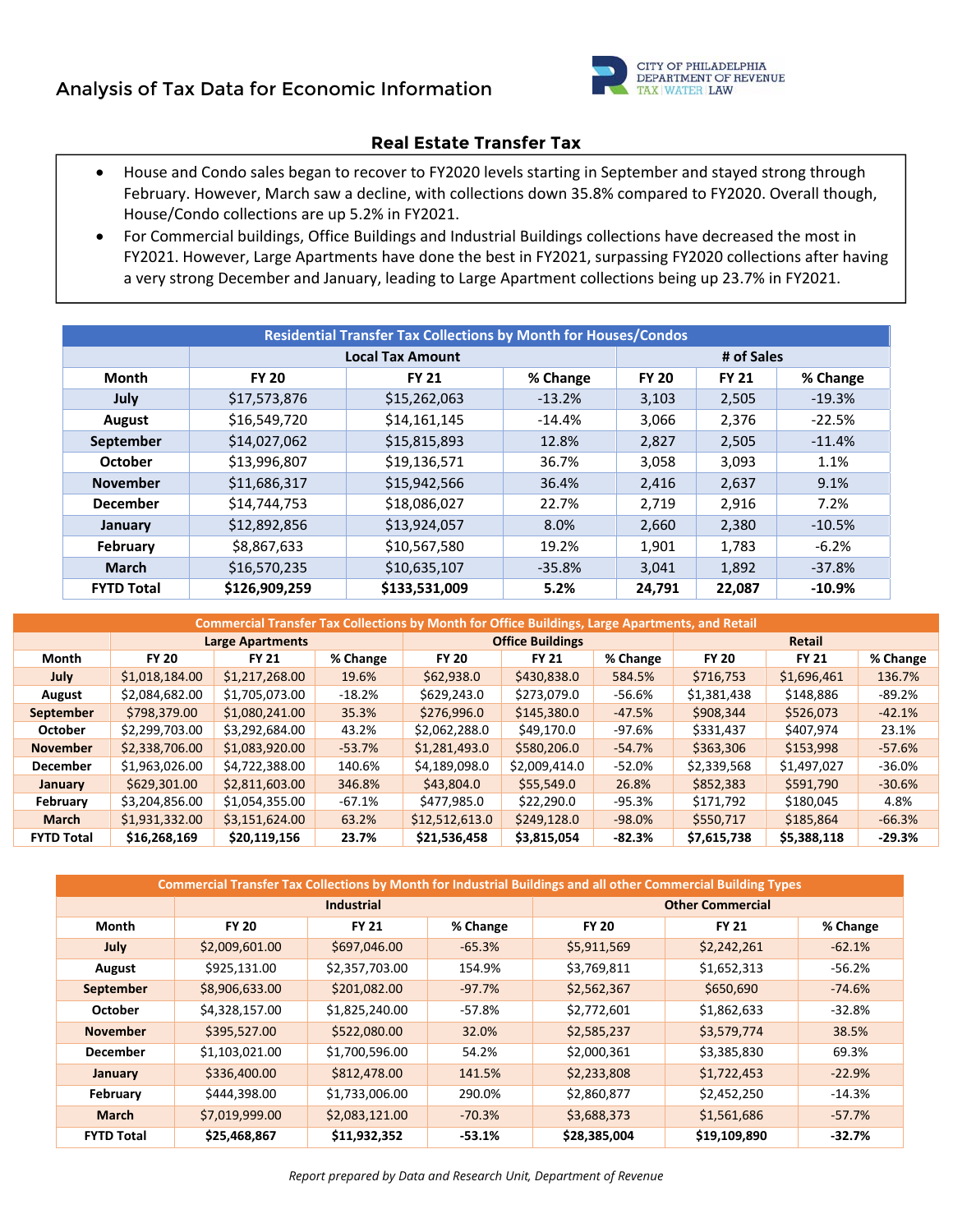# Analysis of Tax Data for Economic Information

CITY OF PHILADELPHIA DEPARTMENT OF REVENUE TAX | WATER | LAW

## Real Estate Transfer Tax

- House and Condo sales began to recover to FY2020 levels starting in September and stayed strong through February. However, March saw a decline, with collections down 35.8% compared to FY2020. Overall though, House/Condo collections are up 5.2% in FY2021.
- For Commercial buildings, Office Buildings and Industrial Buildings collections have decreased the most in FY2021. However, Large Apartments have done the best in FY2021, surpassing FY2020 collections after having a very strong December and January, leading to Large Apartment collections being up 23.7% in FY2021.

**Residential Transfer Tax Collections by Month for Houses/Condos**

| | Local Tax Amount | | | # of Sales | | |
|---|---|---|---|---|---|---|
| **Month** | **FY 20** | **FY 21** | **% Change** | **FY 20** | **FY 21** | **% Change** |
| **July** | $17,573,876 | $15,262,063 | -13.2% | 3,103 | 2,505 | -19.3% |
| **August** | $16,549,720 | $14,161,145 | -14.4% | 3,066 | 2,376 | -22.5% |
| **September** | $14,027,062 | $15,815,893 | 12.8% | 2,827 | 2,505 | -11.4% |
| **October** | $13,996,807 | $19,136,571 | 36.7% | 3,058 | 3,093 | 1.1% |
| **November** | $11,686,317 | $15,942,566 | 36.4% | 2,416 | 2,637 | 9.1% |
| **December** | $14,744,753 | $18,086,027 | 22.7% | 2,719 | 2,916 | 7.2% |
| **January** | $12,892,856 | $13,924,057 | 8.0% | 2,660 | 2,380 | -10.5% |
| **February** | $8,867,633 | $10,567,580 | 19.2% | 1,901 | 1,783 | -6.2% |
| **March** | $16,570,235 | $10,635,107 | -35.8% | 3,041 | 1,892 | -37.8% |
| **FYTD Total** | **$126,909,259** | **$133,531,009** | **5.2%** | **24,791** | **22,087** | **-10.9%** |

**Commercial Transfer Tax Collections by Month for Office Buildings, Large Apartments, and Retail**

| | Large Apartments | | | Office Buildings | | | Retail | | |
|---|---|---|---|---|---|---|---|---|---|
| **Month** | **FY 20** | **FY 21** | **% Change** | **FY 20** | **FY 21** | **% Change** | **FY 20** | **FY 21** | **% Change** |
| **July** | $1,018,184.00 | $1,217,268.00 | 19.6% | $62,938.0 | $430,838.0 | 584.5% | $716,753 | $1,696,461 | 136.7% |
| **August** | $2,084,682.00 | $1,705,073.00 | -18.2% | $629,243.0 | $273,079.0 | -56.6% | $1,381,438 | $148,886 | -89.2% |
| **September** | $798,379.00 | $1,080,241.00 | 35.3% | $276,996.0 | $145,380.0 | -47.5% | $908,344 | $526,073 | -42.1% |
| **October** | $2,299,703.00 | $3,292,684.00 | 43.2% | $2,062,288.0 | $49,170.0 | -97.6% | $331,437 | $407,974 | 23.1% |
| **November** | $2,338,706.00 | $1,083,920.00 | -53.7% | $1,281,493.0 | $580,206.0 | -54.7% | $363,306 | $153,998 | -57.6% |
| **December** | $1,963,026.00 | $4,722,388.00 | 140.6% | $4,189,098.0 | $2,009,414.0 | -52.0% | $2,339,568 | $1,497,027 | -36.0% |
| **January** | $629,301.00 | $2,811,603.00 | 346.8% | $43,804.0 | $55,549.0 | 26.8% | $852,383 | $591,790 | -30.6% |
| **February** | $3,204,856.00 | $1,054,355.00 | -67.1% | $477,985.0 | $22,290.0 | -95.3% | $171,792 | $180,045 | 4.8% |
| **March** | $1,931,332.00 | $3,151,624.00 | 63.2% | $12,512,613.0 | $249,128.0 | -98.0% | $550,717 | $185,864 | -66.3% |
| **FYTD Total** | **$16,268,169** | **$20,119,156** | **23.7%** | **$21,536,458** | **$3,815,054** | **-82.3%** | **$7,615,738** | **$5,388,118** | **-29.3%** |

**Commercial Transfer Tax Collections by Month for Industrial Buildings and all other Commercial Building Types**

| | Industrial | | | Other Commercial | | |
|---|---|---|---|---|---|---|
| **Month** | **FY 20** | **FY 21** | **% Change** | **FY 20** | **FY 21** | **% Change** |
| **July** | $2,009,601.00 | $697,046.00 | -65.3% | $5,911,569 | $2,242,261 | -62.1% |
| **August** | $925,131.00 | $2,357,703.00 | 154.9% | $3,769,811 | $1,652,313 | -56.2% |
| **September** | $8,906,633.00 | $201,082.00 | -97.7% | $2,562,367 | $650,690 | -74.6% |
| **October** | $4,328,157.00 | $1,825,240.00 | -57.8% | $2,772,601 | $1,862,633 | -32.8% |
| **November** | $395,527.00 | $522,080.00 | 32.0% | $2,585,237 | $3,579,774 | 38.5% |
| **December** | $1,103,021.00 | $1,700,596.00 | 54.2% | $2,000,361 | $3,385,830 | 69.3% |
| **January** | $336,400.00 | $812,478.00 | 141.5% | $2,233,808 | $1,722,453 | -22.9% |
| **February** | $444,398.00 | $1,733,006.00 | 290.0% | $2,860,877 | $2,452,250 | -14.3% |
| **March** | $7,019,999.00 | $2,083,121.00 | -70.3% | $3,688,373 | $1,561,686 | -57.7% |
| **FYTD Total** | **$25,468,867** | **$11,932,352** | **-53.1%** | **$28,385,004** | **$19,109,890** | **-32.7%** |

*Report prepared by Data and Research Unit, Department of Revenue*